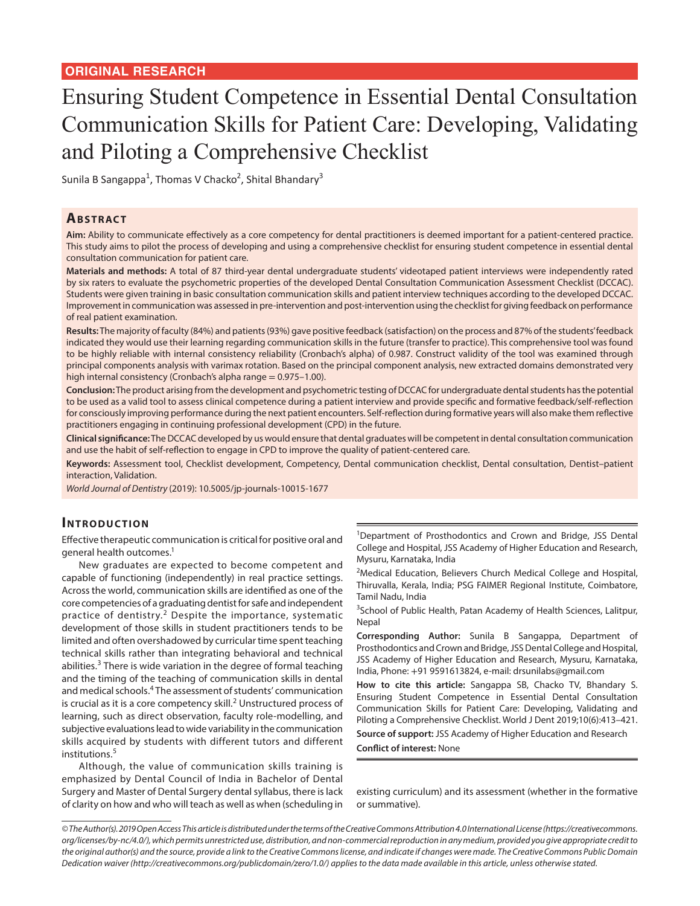ORIGINAL RESEARCH

# Ensuring Student Competence in Essential Dental Consultation Communication Skills for Patient Care: Developing, Validating and Piloting a Comprehensive Checklist

Sunila B Sangappa[1], Thomas V Chacko[2], Shital Bhandary[3]

## Abstract

**Aim:** Ability to communicate effectively as a core competency for dental practitioners is deemed important for a patient-centered practice. This study aims to pilot the process of developing and using a comprehensive checklist for ensuring student competence in essential dental consultation communication for patient care.

**Materials and methods:** A total of 87 third-year dental undergraduate students' videotaped patient interviews were independently rated by six raters to evaluate the psychometric properties of the developed Dental Consultation Communication Assessment Checklist (DCCAC). Students were given training in basic consultation communication skills and patient interview techniques according to the developed DCCAC. Improvement in communication was assessed in pre-intervention and post-intervention using the checklist for giving feedback on performance of real patient examination.

**Results:** The majority of faculty (84%) and patients (93%) gave positive feedback (satisfaction) on the process and 87% of the students' feedback indicated they would use their learning regarding communication skills in the future (transfer to practice). This comprehensive tool was found to be highly reliable with internal consistency reliability (Cronbach's alpha) of 0.987. Construct validity of the tool was examined through principal components analysis with varimax rotation. Based on the principal component analysis, new extracted domains demonstrated very high internal consistency (Cronbach's alpha range = 0.975–1.00).

**Conclusion:** The product arising from the development and psychometric testing of DCCAC for undergraduate dental students has the potential to be used as a valid tool to assess clinical competence during a patient interview and provide specific and formative feedback/self-reflection for consciously improving performance during the next patient encounters. Self-reflection during formative years will also make them reflective practitioners engaging in continuing professional development (CPD) in the future.

**Clinical significance:** The DCCAC developed by us would ensure that dental graduates will be competent in dental consultation communication and use the habit of self-reflection to engage in CPD to improve the quality of patient-centered care.

**Keywords:** Assessment tool, Checklist development, Competency, Dental communication checklist, Dental consultation, Dentist–patient interaction, Validation.

*World Journal of Dentistry* (2019): 10.5005/jp-journals-10015-1677

## Introduction

Effective therapeutic communication is critical for positive oral and general health outcomes.[1]

New graduates are expected to become competent and capable of functioning (independently) in real practice settings. Across the world, communication skills are identified as one of the core competencies of a graduating dentist for safe and independent practice of dentistry.[2] Despite the importance, systematic development of those skills in student practitioners tends to be limited and often overshadowed by curricular time spent teaching technical skills rather than integrating behavioral and technical abilities.[3] There is wide variation in the degree of formal teaching and the timing of the teaching of communication skills in dental and medical schools.[4] The assessment of students' communication is crucial as it is a core competency skill.[2] Unstructured process of learning, such as direct observation, faculty role-modelling, and subjective evaluations lead to wide variability in the communication skills acquired by students with different tutors and different institutions.[5]

Although, the value of communication skills training is emphasized by Dental Council of India in Bachelor of Dental Surgery and Master of Dental Surgery dental syllabus, there is lack of clarity on how and who will teach as well as when (scheduling in existing curriculum) and its assessment (whether in the formative or summative).

[1]Department of Prosthodontics and Crown and Bridge, JSS Dental College and Hospital, JSS Academy of Higher Education and Research, Mysuru, Karnataka, India

[2]Medical Education, Believers Church Medical College and Hospital, Thiruvalla, Kerala, India; PSG FAIMER Regional Institute, Coimbatore, Tamil Nadu, India

[3]School of Public Health, Patan Academy of Health Sciences, Lalitpur, Nepal

**Corresponding Author:** Sunila B Sangappa, Department of Prosthodontics and Crown and Bridge, JSS Dental College and Hospital, JSS Academy of Higher Education and Research, Mysuru, Karnataka, India, Phone: +91 9591613824, e-mail: drsunilabs@gmail.com

**How to cite this article:** Sangappa SB, Chacko TV, Bhandary S. Ensuring Student Competence in Essential Dental Consultation Communication Skills for Patient Care: Developing, Validating and Piloting a Comprehensive Checklist. World J Dent 2019;10(6):413–421.

**Source of support:** JSS Academy of Higher Education and Research

**Conflict of interest:** None

*© The Author(s). 2019 Open Access This article is distributed under the terms of the Creative Commons Attribution 4.0 International License (https://creativecommons.org/licenses/by-nc/4.0/), which permits unrestricted use, distribution, and non-commercial reproduction in any medium, provided you give appropriate credit to the original author(s) and the source, provide a link to the Creative Commons license, and indicate if changes were made. The Creative Commons Public Domain Dedication waiver (http://creativecommons.org/publicdomain/zero/1.0/) applies to the data made available in this article, unless otherwise stated.*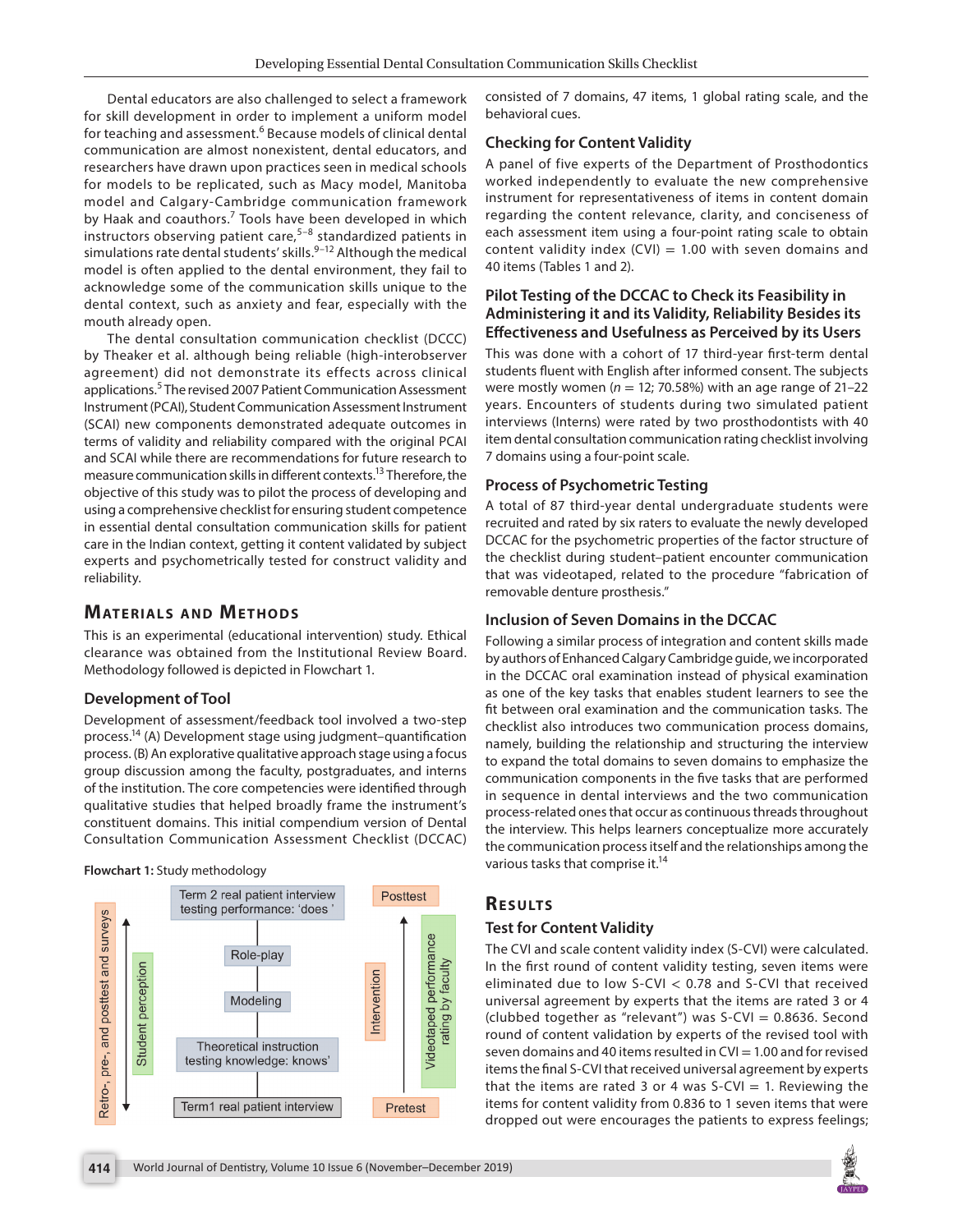Dental educators are also challenged to select a framework for skill development in order to implement a uniform model for teaching and assessment.[6] Because models of clinical dental communication are almost nonexistent, dental educators, and researchers have drawn upon practices seen in medical schools for models to be replicated, such as Macy model, Manitoba model and Calgary-Cambridge communication framework by Haak and coauthors.[7] Tools have been developed in which instructors observing patient care,[5–8] standardized patients in simulations rate dental students' skills.[9–12] Although the medical model is often applied to the dental environment, they fail to acknowledge some of the communication skills unique to the dental context, such as anxiety and fear, especially with the mouth already open.

The dental consultation communication checklist (DCCC) by Theaker et al. although being reliable (high-interobserver agreement) did not demonstrate its effects across clinical applications.[5] The revised 2007 Patient Communication Assessment Instrument (PCAI), Student Communication Assessment Instrument (SCAI) new components demonstrated adequate outcomes in terms of validity and reliability compared with the original PCAI and SCAI while there are recommendations for future research to measure communication skills in different contexts.[13] Therefore, the objective of this study was to pilot the process of developing and using a comprehensive checklist for ensuring student competence in essential dental consultation communication skills for patient care in the Indian context, getting it content validated by subject experts and psychometrically tested for construct validity and reliability.

## Materials and Methods

This is an experimental (educational intervention) study. Ethical clearance was obtained from the Institutional Review Board. Methodology followed is depicted in Flowchart 1.

### Development of Tool

Development of assessment/feedback tool involved a two-step process.[14] (A) Development stage using judgment–quantification process. (B) An explorative qualitative approach stage using a focus group discussion among the faculty, postgraduates, and interns of the institution. The core competencies were identified through qualitative studies that helped broadly frame the instrument's constituent domains. This initial compendium version of Dental Consultation Communication Assessment Checklist (DCCAC) consisted of 7 domains, 47 items, 1 global rating scale, and the behavioral cues.

**Flowchart 1:** Study methodology

| | | Term 2 real patient interview testing performance: 'does' | Posttest | |
|---|---|---|---|---|
| Retro-, pre-, and posttest and surveys | Student perception | Role-play | Intervention | Videotaped performance rating by faculty |
| | | Modeling | | |
| | | Theoretical instruction testing knowledge: knows' | | |
| | | Term1 real patient interview | Pretest | |

### Checking for Content Validity

A panel of five experts of the Department of Prosthodontics worked independently to evaluate the new comprehensive instrument for representativeness of items in content domain regarding the content relevance, clarity, and conciseness of each assessment item using a four-point rating scale to obtain content validity index (CVI) = 1.00 with seven domains and 40 items (Tables 1 and 2).

### Pilot Testing of the DCCAC to Check its Feasibility in Administering it and its Validity, Reliability Besides its Effectiveness and Usefulness as Perceived by its Users

This was done with a cohort of 17 third-year first-term dental students fluent with English after informed consent. The subjects were mostly women ($n$ = 12; 70.58%) with an age range of 21–22 years. Encounters of students during two simulated patient interviews (Interns) were rated by two prosthodontists with 40 item dental consultation communication rating checklist involving 7 domains using a four-point scale.

### Process of Psychometric Testing

A total of 87 third-year dental undergraduate students were recruited and rated by six raters to evaluate the newly developed DCCAC for the psychometric properties of the factor structure of the checklist during student–patient encounter communication that was videotaped, related to the procedure "fabrication of removable denture prosthesis."

### Inclusion of Seven Domains in the DCCAC

Following a similar process of integration and content skills made by authors of Enhanced Calgary Cambridge guide, we incorporated in the DCCAC oral examination instead of physical examination as one of the key tasks that enables student learners to see the fit between oral examination and the communication tasks. The checklist also introduces two communication process domains, namely, building the relationship and structuring the interview to expand the total domains to seven domains to emphasize the communication components in the five tasks that are performed in sequence in dental interviews and the two communication process-related ones that occur as continuous threads throughout the interview. This helps learners conceptualize more accurately the communication process itself and the relationships among the various tasks that comprise it.[14]

## Results

### Test for Content Validity

The CVI and scale content validity index (S-CVI) were calculated. In the first round of content validity testing, seven items were eliminated due to low S-CVI < 0.78 and S-CVI that received universal agreement by experts that the items are rated 3 or 4 (clubbed together as "relevant") was S-CVI = 0.8636. Second round of content validation by experts of the revised tool with seven domains and 40 items resulted in CVI = 1.00 and for revised items the final S-CVI that received universal agreement by experts that the items are rated 3 or 4 was S-CVI = 1. Reviewing the items for content validity from 0.836 to 1 seven items that were dropped out were encourages the patients to express feelings;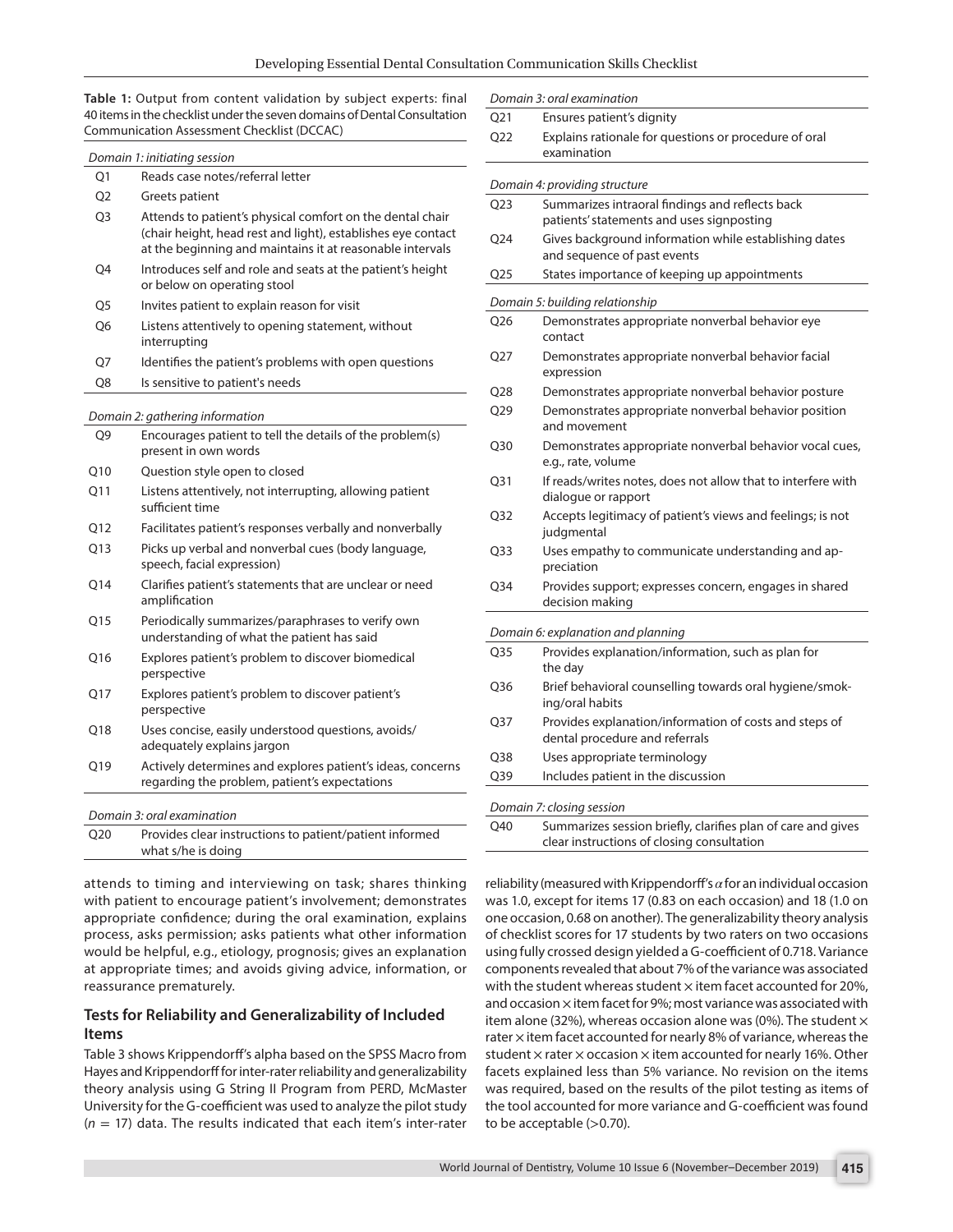**Table 1:** Output from content validation by subject experts: final 40 items in the checklist under the seven domains of Dental Consultation Communication Assessment Checklist (DCCAC)

| | |
|---|---|
| *Domain 1: initiating session* | |
| Q1 | Reads case notes/referral letter |
| Q2 | Greets patient |
| Q3 | Attends to patient's physical comfort on the dental chair (chair height, head rest and light), establishes eye contact at the beginning and maintains it at reasonable intervals |
| Q4 | Introduces self and role and seats at the patient's height or below on operating stool |
| Q5 | Invites patient to explain reason for visit |
| Q6 | Listens attentively to opening statement, without interrupting |
| Q7 | Identifies the patient's problems with open questions |
| Q8 | Is sensitive to patient's needs |
| *Domain 2: gathering information* | |
| Q9 | Encourages patient to tell the details of the problem(s) present in own words |
| Q10 | Question style open to closed |
| Q11 | Listens attentively, not interrupting, allowing patient sufficient time |
| Q12 | Facilitates patient's responses verbally and nonverbally |
| Q13 | Picks up verbal and nonverbal cues (body language, speech, facial expression) |
| Q14 | Clarifies patient's statements that are unclear or need amplification |
| Q15 | Periodically summarizes/paraphrases to verify own understanding of what the patient has said |
| Q16 | Explores patient's problem to discover biomedical perspective |
| Q17 | Explores patient's problem to discover patient's perspective |
| Q18 | Uses concise, easily understood questions, avoids/adequately explains jargon |
| Q19 | Actively determines and explores patient's ideas, concerns regarding the problem, patient's expectations |
| *Domain 3: oral examination* | |
| Q20 | Provides clear instructions to patient/patient informed what s/he is doing |
| Q21 | Ensures patient's dignity |
| Q22 | Explains rationale for questions or procedure of oral examination |
| *Domain 4: providing structure* | |
| Q23 | Summarizes intraoral findings and reflects back patients' statements and uses signposting |
| Q24 | Gives background information while establishing dates and sequence of past events |
| Q25 | States importance of keeping up appointments |
| *Domain 5: building relationship* | |
| Q26 | Demonstrates appropriate nonverbal behavior eye contact |
| Q27 | Demonstrates appropriate nonverbal behavior facial expression |
| Q28 | Demonstrates appropriate nonverbal behavior posture |
| Q29 | Demonstrates appropriate nonverbal behavior position and movement |
| Q30 | Demonstrates appropriate nonverbal behavior vocal cues, e.g., rate, volume |
| Q31 | If reads/writes notes, does not allow that to interfere with dialogue or rapport |
| Q32 | Accepts legitimacy of patient's views and feelings; is not judgmental |
| Q33 | Uses empathy to communicate understanding and appreciation |
| Q34 | Provides support; expresses concern, engages in shared decision making |
| *Domain 6: explanation and planning* | |
| Q35 | Provides explanation/information, such as plan for the day |
| Q36 | Brief behavioral counselling towards oral hygiene/smoking/oral habits |
| Q37 | Provides explanation/information of costs and steps of dental procedure and referrals |
| Q38 | Uses appropriate terminology |
| Q39 | Includes patient in the discussion |
| *Domain 7: closing session* | |
| Q40 | Summarizes session briefly, clarifies plan of care and gives clear instructions of closing consultation |

attends to timing and interviewing on task; shares thinking with patient to encourage patient's involvement; demonstrates appropriate confidence; during the oral examination, explains process, asks permission; asks patients what other information would be helpful, e.g., etiology, prognosis; gives an explanation at appropriate times; and avoids giving advice, information, or reassurance prematurely.

### Tests for Reliability and Generalizability of Included Items

Table 3 shows Krippendorff's alpha based on the SPSS Macro from Hayes and Krippendorff for inter-rater reliability and generalizability theory analysis using G String II Program from PERD, McMaster University for the G-coefficient was used to analyze the pilot study ($n = 17$) data. The results indicated that each item's inter-rater reliability (measured with Krippendorff's $\alpha$ for an individual occasion was 1.0, except for items 17 (0.83 on each occasion) and 18 (1.0 on one occasion, 0.68 on another). The generalizability theory analysis of checklist scores for 17 students by two raters on two occasions using fully crossed design yielded a G-coefficient of 0.718. Variance components revealed that about 7% of the variance was associated with the student whereas student $\times$ item facet accounted for 20%, and occasion $\times$ item facet for 9%; most variance was associated with item alone (32%), whereas occasion alone was (0%). The student $\times$ rater $\times$ item facet accounted for nearly 8% of variance, whereas the student $\times$ rater $\times$ occasion $\times$ item accounted for nearly 16%. Other facets explained less than 5% variance. No revision on the items was required, based on the results of the pilot testing as items of the tool accounted for more variance and G-coefficient was found to be acceptable (>0.70).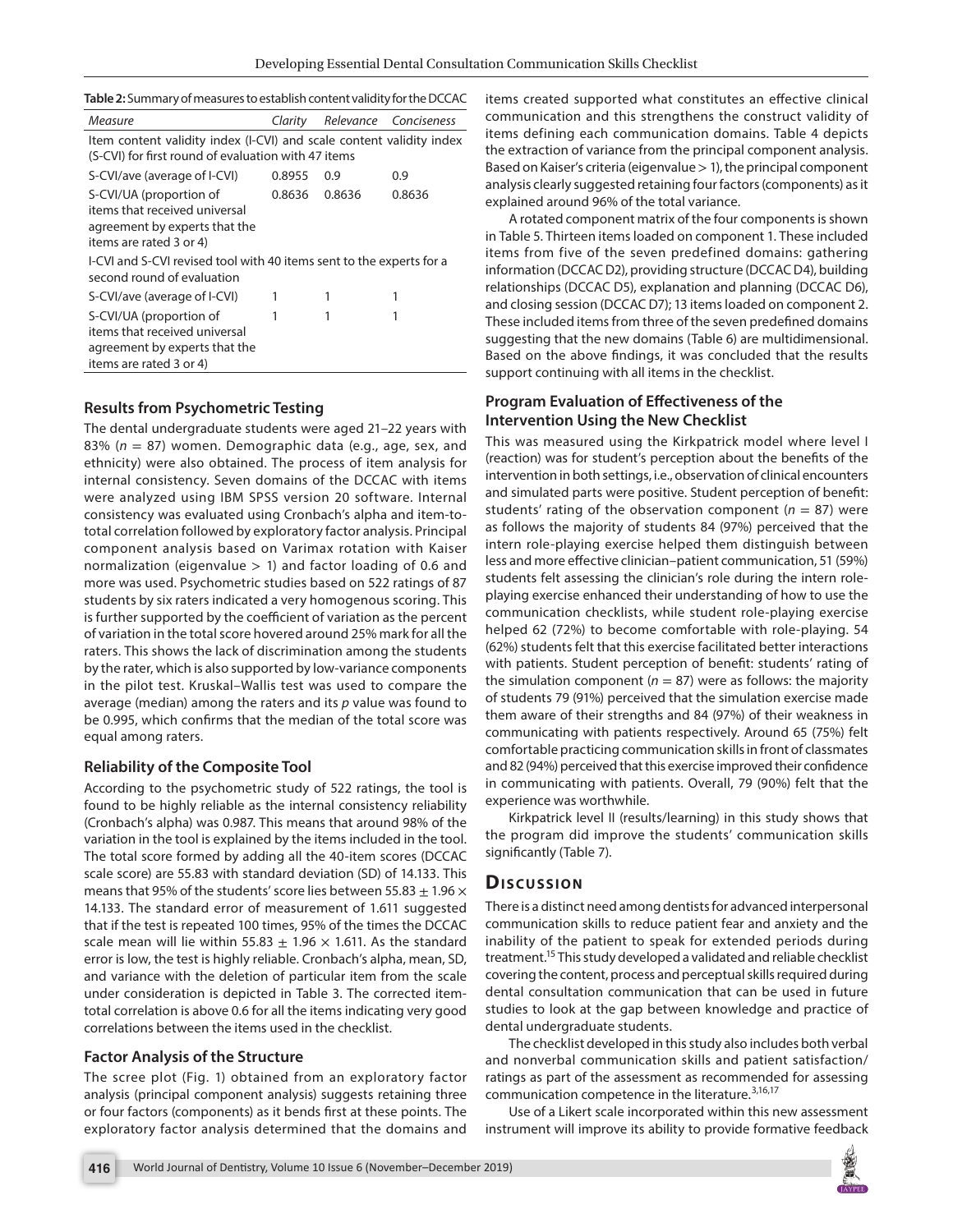**Table 2:** Summary of measures to establish content validity for the DCCAC

| *Measure* | *Clarity* | *Relevance* | *Conciseness* |
|---|---|---|---|
| Item content validity index (I-CVI) and scale content validity index (S-CVI) for first round of evaluation with 47 items | | | |
| S-CVI/ave (average of I-CVI) | 0.8955 | 0.9 | 0.9 |
| S-CVI/UA (proportion of items that received universal agreement by experts that the items are rated 3 or 4) | 0.8636 | 0.8636 | 0.8636 |
| I-CVI and S-CVI revised tool with 40 items sent to the experts for a second round of evaluation | | | |
| S-CVI/ave (average of I-CVI) | 1 | 1 | 1 |
| S-CVI/UA (proportion of items that received universal agreement by experts that the items are rated 3 or 4) | 1 | 1 | 1 |

### Results from Psychometric Testing

The dental undergraduate students were aged 21–22 years with 83% ($n$ = 87) women. Demographic data (e.g., age, sex, and ethnicity) were also obtained. The process of item analysis for internal consistency. Seven domains of the DCCAC with items were analyzed using IBM SPSS version 20 software. Internal consistency was evaluated using Cronbach's alpha and item-to-total correlation followed by exploratory factor analysis. Principal component analysis based on Varimax rotation with Kaiser normalization (eigenvalue > 1) and factor loading of 0.6 and more was used. Psychometric studies based on 522 ratings of 87 students by six raters indicated a very homogenous scoring. This is further supported by the coefficient of variation as the percent of variation in the total score hovered around 25% mark for all the raters. This shows the lack of discrimination among the students by the rater, which is also supported by low-variance components in the pilot test. Kruskal–Wallis test was used to compare the average (median) among the raters and its $p$ value was found to be 0.995, which confirms that the median of the total score was equal among raters.

### Reliability of the Composite Tool

According to the psychometric study of 522 ratings, the tool is found to be highly reliable as the internal consistency reliability (Cronbach's alpha) was 0.987. This means that around 98% of the variation in the tool is explained by the items included in the tool. The total score formed by adding all the 40-item scores (DCCAC scale score) are 55.83 with standard deviation (SD) of 14.133. This means that 95% of the students' score lies between $55.83 \pm 1.96 \times 14.133$. The standard error of measurement of 1.611 suggested that if the test is repeated 100 times, 95% of the times the DCCAC scale mean will lie within $55.83 \pm 1.96 \times 1.611$. As the standard error is low, the test is highly reliable. Cronbach's alpha, mean, SD, and variance with the deletion of particular item from the scale under consideration is depicted in Table 3. The corrected item-total correlation is above 0.6 for all the items indicating very good correlations between the items used in the checklist.

### Factor Analysis of the Structure

The scree plot (Fig. 1) obtained from an exploratory factor analysis (principal component analysis) suggests retaining three or four factors (components) as it bends first at these points. The exploratory factor analysis determined that the domains and items created supported what constitutes an effective clinical communication and this strengthens the construct validity of items defining each communication domains. Table 4 depicts the extraction of variance from the principal component analysis. Based on Kaiser's criteria (eigenvalue > 1), the principal component analysis clearly suggested retaining four factors (components) as it explained around 96% of the total variance.

A rotated component matrix of the four components is shown in Table 5. Thirteen items loaded on component 1. These included items from five of the seven predefined domains: gathering information (DCCAC D2), providing structure (DCCAC D4), building relationships (DCCAC D5), explanation and planning (DCCAC D6), and closing session (DCCAC D7); 13 items loaded on component 2. These included items from three of the seven predefined domains suggesting that the new domains (Table 6) are multidimensional. Based on the above findings, it was concluded that the results support continuing with all items in the checklist.

### Program Evaluation of Effectiveness of the Intervention Using the New Checklist

This was measured using the Kirkpatrick model where level I (reaction) was for student's perception about the benefits of the intervention in both settings, i.e., observation of clinical encounters and simulated parts were positive. Student perception of benefit: students' rating of the observation component ($n$ = 87) were as follows the majority of students 84 (97%) perceived that the intern role-playing exercise helped them distinguish between less and more effective clinician–patient communication, 51 (59%) students felt assessing the clinician's role during the intern role-playing exercise enhanced their understanding of how to use the communication checklists, while student role-playing exercise helped 62 (72%) to become comfortable with role-playing. 54 (62%) students felt that this exercise facilitated better interactions with patients. Student perception of benefit: students' rating of the simulation component ($n$ = 87) were as follows: the majority of students 79 (91%) perceived that the simulation exercise made them aware of their strengths and 84 (97%) of their weakness in communicating with patients respectively. Around 65 (75%) felt comfortable practicing communication skills in front of classmates and 82 (94%) perceived that this exercise improved their confidence in communicating with patients. Overall, 79 (90%) felt that the experience was worthwhile.

Kirkpatrick level II (results/learning) in this study shows that the program did improve the students' communication skills significantly (Table 7).

## Discussion

There is a distinct need among dentists for advanced interpersonal communication skills to reduce patient fear and anxiety and the inability of the patient to speak for extended periods during treatment.[15] This study developed a validated and reliable checklist covering the content, process and perceptual skills required during dental consultation communication that can be used in future studies to look at the gap between knowledge and practice of dental undergraduate students.

The checklist developed in this study also includes both verbal and nonverbal communication skills and patient satisfaction/ratings as part of the assessment as recommended for assessing communication competence in the literature.[3,16,17]

Use of a Likert scale incorporated within this new assessment instrument will improve its ability to provide formative feedback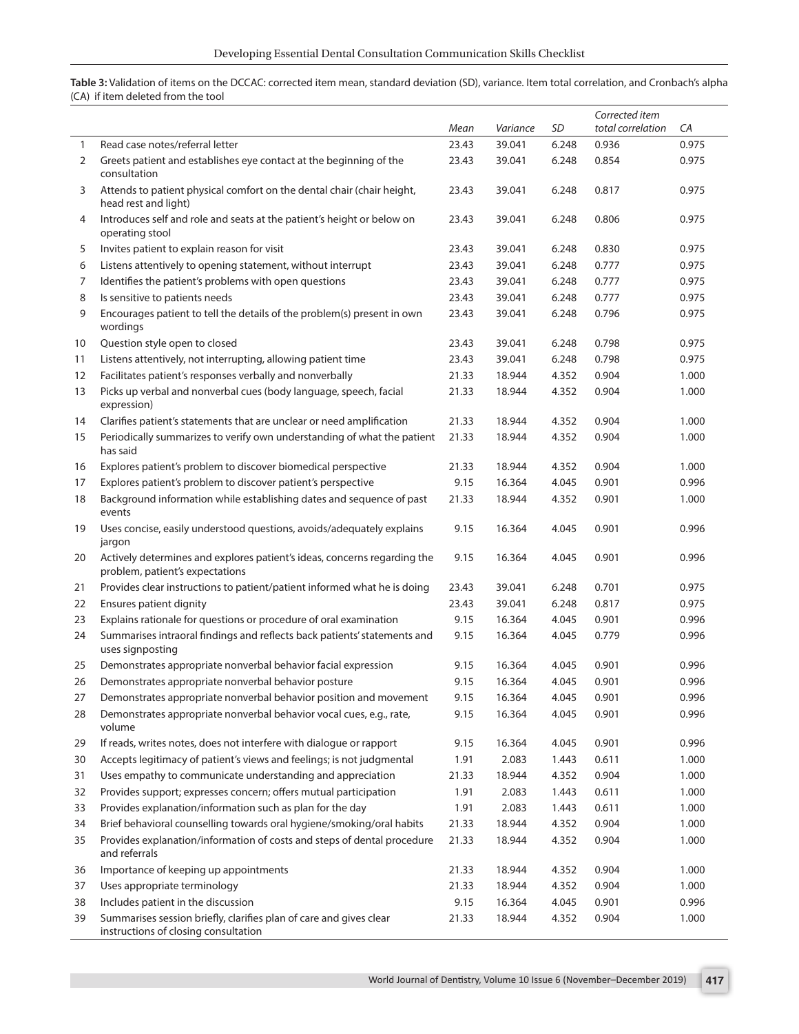**Table 3:** Validation of items on the DCCAC: corrected item mean, standard deviation (SD), variance. Item total correlation, and Cronbach's alpha (CA) if item deleted from the tool

| | | *Mean* | *Variance* | *SD* | *Corrected item total correlation* | *CA* |
|---|---|---|---|---|---|---|
| 1 | Read case notes/referral letter | 23.43 | 39.041 | 6.248 | 0.936 | 0.975 |
| 2 | Greets patient and establishes eye contact at the beginning of the consultation | 23.43 | 39.041 | 6.248 | 0.854 | 0.975 |
| 3 | Attends to patient physical comfort on the dental chair (chair height, head rest and light) | 23.43 | 39.041 | 6.248 | 0.817 | 0.975 |
| 4 | Introduces self and role and seats at the patient's height or below on operating stool | 23.43 | 39.041 | 6.248 | 0.806 | 0.975 |
| 5 | Invites patient to explain reason for visit | 23.43 | 39.041 | 6.248 | 0.830 | 0.975 |
| 6 | Listens attentively to opening statement, without interrupt | 23.43 | 39.041 | 6.248 | 0.777 | 0.975 |
| 7 | Identifies the patient's problems with open questions | 23.43 | 39.041 | 6.248 | 0.777 | 0.975 |
| 8 | Is sensitive to patients needs | 23.43 | 39.041 | 6.248 | 0.777 | 0.975 |
| 9 | Encourages patient to tell the details of the problem(s) present in own wordings | 23.43 | 39.041 | 6.248 | 0.796 | 0.975 |
| 10 | Question style open to closed | 23.43 | 39.041 | 6.248 | 0.798 | 0.975 |
| 11 | Listens attentively, not interrupting, allowing patient time | 23.43 | 39.041 | 6.248 | 0.798 | 0.975 |
| 12 | Facilitates patient's responses verbally and nonverbally | 21.33 | 18.944 | 4.352 | 0.904 | 1.000 |
| 13 | Picks up verbal and nonverbal cues (body language, speech, facial expression) | 21.33 | 18.944 | 4.352 | 0.904 | 1.000 |
| 14 | Clarifies patient's statements that are unclear or need amplification | 21.33 | 18.944 | 4.352 | 0.904 | 1.000 |
| 15 | Periodically summarizes to verify own understanding of what the patient has said | 21.33 | 18.944 | 4.352 | 0.904 | 1.000 |
| 16 | Explores patient's problem to discover biomedical perspective | 21.33 | 18.944 | 4.352 | 0.904 | 1.000 |
| 17 | Explores patient's problem to discover patient's perspective | 9.15 | 16.364 | 4.045 | 0.901 | 0.996 |
| 18 | Background information while establishing dates and sequence of past events | 21.33 | 18.944 | 4.352 | 0.901 | 1.000 |
| 19 | Uses concise, easily understood questions, avoids/adequately explains jargon | 9.15 | 16.364 | 4.045 | 0.901 | 0.996 |
| 20 | Actively determines and explores patient's ideas, concerns regarding the problem, patient's expectations | 9.15 | 16.364 | 4.045 | 0.901 | 0.996 |
| 21 | Provides clear instructions to patient/patient informed what he is doing | 23.43 | 39.041 | 6.248 | 0.701 | 0.975 |
| 22 | Ensures patient dignity | 23.43 | 39.041 | 6.248 | 0.817 | 0.975 |
| 23 | Explains rationale for questions or procedure of oral examination | 9.15 | 16.364 | 4.045 | 0.901 | 0.996 |
| 24 | Summarises intraoral findings and reflects back patients' statements and uses signposting | 9.15 | 16.364 | 4.045 | 0.779 | 0.996 |
| 25 | Demonstrates appropriate nonverbal behavior facial expression | 9.15 | 16.364 | 4.045 | 0.901 | 0.996 |
| 26 | Demonstrates appropriate nonverbal behavior posture | 9.15 | 16.364 | 4.045 | 0.901 | 0.996 |
| 27 | Demonstrates appropriate nonverbal behavior position and movement | 9.15 | 16.364 | 4.045 | 0.901 | 0.996 |
| 28 | Demonstrates appropriate nonverbal behavior vocal cues, e.g., rate, volume | 9.15 | 16.364 | 4.045 | 0.901 | 0.996 |
| 29 | If reads, writes notes, does not interfere with dialogue or rapport | 9.15 | 16.364 | 4.045 | 0.901 | 0.996 |
| 30 | Accepts legitimacy of patient's views and feelings; is not judgmental | 1.91 | 2.083 | 1.443 | 0.611 | 1.000 |
| 31 | Uses empathy to communicate understanding and appreciation | 21.33 | 18.944 | 4.352 | 0.904 | 1.000 |
| 32 | Provides support; expresses concern; offers mutual participation | 1.91 | 2.083 | 1.443 | 0.611 | 1.000 |
| 33 | Provides explanation/information such as plan for the day | 1.91 | 2.083 | 1.443 | 0.611 | 1.000 |
| 34 | Brief behavioral counselling towards oral hygiene/smoking/oral habits | 21.33 | 18.944 | 4.352 | 0.904 | 1.000 |
| 35 | Provides explanation/information of costs and steps of dental procedure and referrals | 21.33 | 18.944 | 4.352 | 0.904 | 1.000 |
| 36 | Importance of keeping up appointments | 21.33 | 18.944 | 4.352 | 0.904 | 1.000 |
| 37 | Uses appropriate terminology | 21.33 | 18.944 | 4.352 | 0.904 | 1.000 |
| 38 | Includes patient in the discussion | 9.15 | 16.364 | 4.045 | 0.901 | 0.996 |
| 39 | Summarises session briefly, clarifies plan of care and gives clear instructions of closing consultation | 21.33 | 18.944 | 4.352 | 0.904 | 1.000 |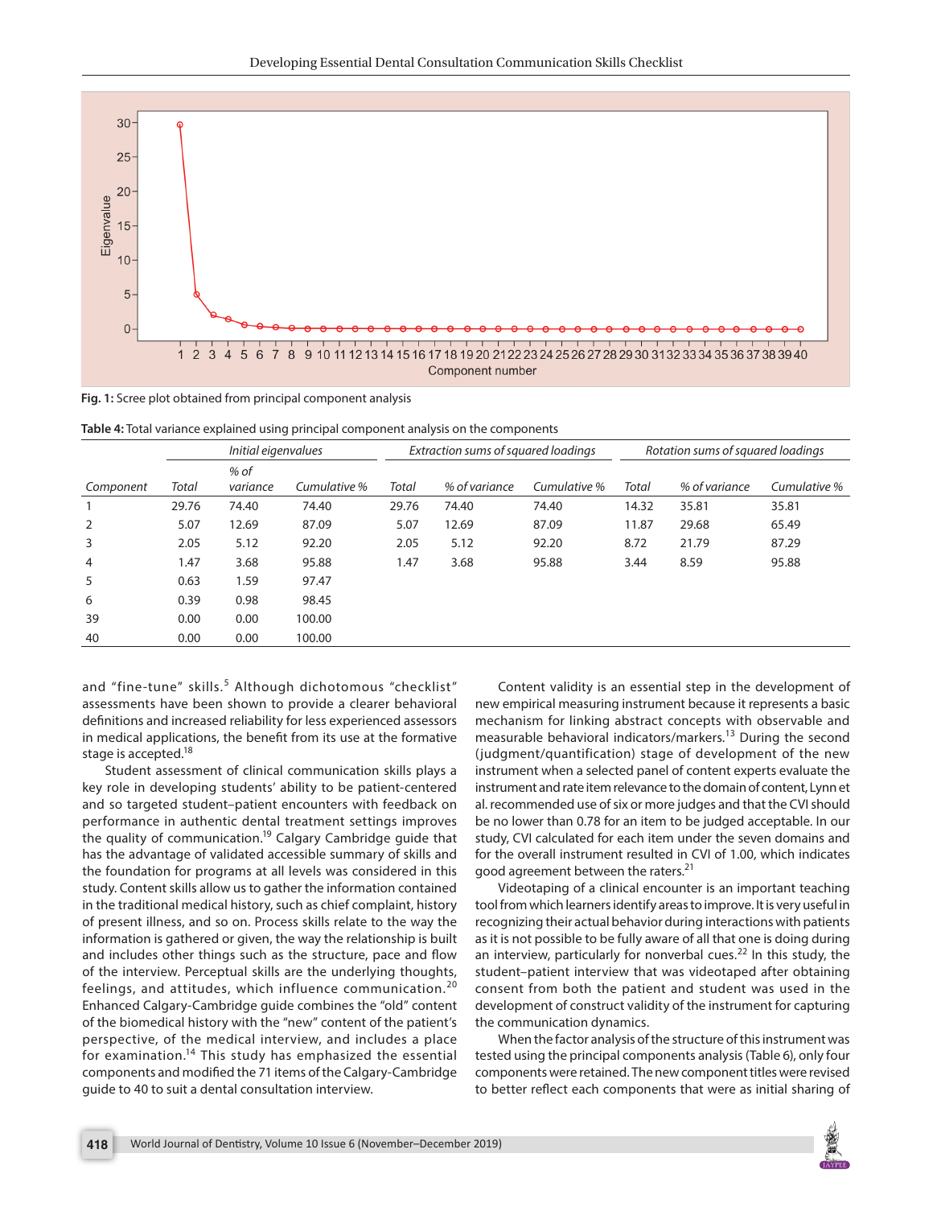Fig. 1: Scree plot obtained from principal component analysis

Table 4: Total variance explained using principal component analysis on the components

| Component | Initial eigenvalues | | | Extraction sums of squared loadings | | | Rotation sums of squared loadings | | |
|---|---|---|---|---|---|---|---|---|---|
| | Total | % of variance | Cumulative % | Total | % of variance | Cumulative % | Total | % of variance | Cumulative % |
| 1 | 29.76 | 74.40 | 74.40 | 29.76 | 74.40 | 74.40 | 14.32 | 35.81 | 35.81 |
| 2 | 5.07 | 12.69 | 87.09 | 5.07 | 12.69 | 87.09 | 11.87 | 29.68 | 65.49 |
| 3 | 2.05 | 5.12 | 92.20 | 2.05 | 5.12 | 92.20 | 8.72 | 21.79 | 87.29 |
| 4 | 1.47 | 3.68 | 95.88 | 1.47 | 3.68 | 95.88 | 3.44 | 8.59 | 95.88 |
| 5 | 0.63 | 1.59 | 97.47 | | | | | | |
| 6 | 0.39 | 0.98 | 98.45 | | | | | | |
| 39 | 0.00 | 0.00 | 100.00 | | | | | | |
| 40 | 0.00 | 0.00 | 100.00 | | | | | | |

and "fine-tune" skills.[5] Although dichotomous "checklist" assessments have been shown to provide a clearer behavioral definitions and increased reliability for less experienced assessors in medical applications, the benefit from its use at the formative stage is accepted.[18]

Student assessment of clinical communication skills plays a key role in developing students' ability to be patient-centered and so targeted student–patient encounters with feedback on performance in authentic dental treatment settings improves the quality of communication.[19] Calgary Cambridge guide that has the advantage of validated accessible summary of skills and the foundation for programs at all levels was considered in this study. Content skills allow us to gather the information contained in the traditional medical history, such as chief complaint, history of present illness, and so on. Process skills relate to the way the information is gathered or given, the way the relationship is built and includes other things such as the structure, pace and flow of the interview. Perceptual skills are the underlying thoughts, feelings, and attitudes, which influence communication.[20] Enhanced Calgary-Cambridge guide combines the "old" content of the biomedical history with the "new" content of the patient's perspective, of the medical interview, and includes a place for examination.[14] This study has emphasized the essential components and modified the 71 items of the Calgary-Cambridge guide to 40 to suit a dental consultation interview.

Content validity is an essential step in the development of new empirical measuring instrument because it represents a basic mechanism for linking abstract concepts with observable and measurable behavioral indicators/markers.[13] During the second (judgment/quantification) stage of development of the new instrument when a selected panel of content experts evaluate the instrument and rate item relevance to the domain of content, Lynn et al. recommended use of six or more judges and that the CVI should be no lower than 0.78 for an item to be judged acceptable. In our study, CVI calculated for each item under the seven domains and for the overall instrument resulted in CVI of 1.00, which indicates good agreement between the raters.[21]

Videotaping of a clinical encounter is an important teaching tool from which learners identify areas to improve. It is very useful in recognizing their actual behavior during interactions with patients as it is not possible to be fully aware of all that one is doing during an interview, particularly for nonverbal cues.[22] In this study, the student–patient interview that was videotaped after obtaining consent from both the patient and student was used in the development of construct validity of the instrument for capturing the communication dynamics.

When the factor analysis of the structure of this instrument was tested using the principal components analysis (Table 6), only four components were retained. The new component titles were revised to better reflect each components that were as initial sharing of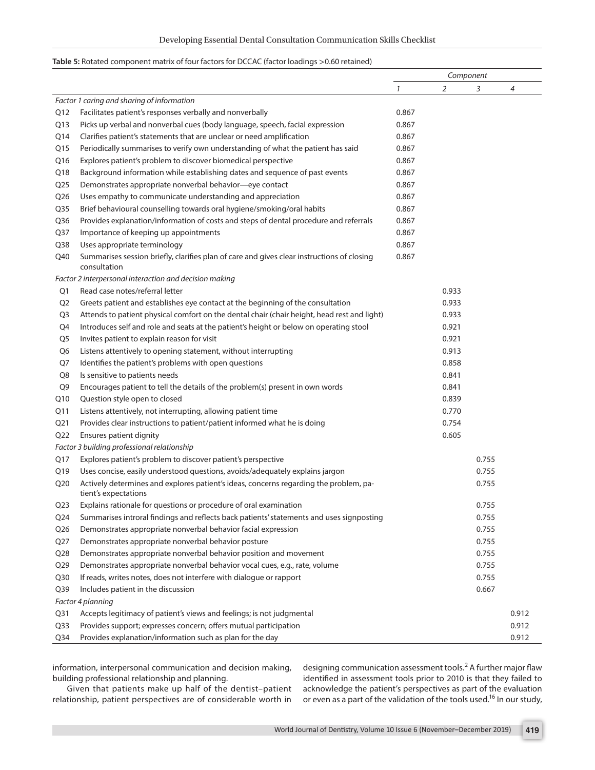**Table 5:** Rotated component matrix of four factors for DCCAC (factor loadings >0.60 retained)

| | | *Component* | | | |
|---|---|---|---|---|---|
| | | *1* | *2* | *3* | *4* |
| *Factor 1 caring and sharing of information* | | | | | |
| Q12 | Facilitates patient's responses verbally and nonverbally | 0.867 | | | |
| Q13 | Picks up verbal and nonverbal cues (body language, speech, facial expression | 0.867 | | | |
| Q14 | Clarifies patient's statements that are unclear or need amplification | 0.867 | | | |
| Q15 | Periodically summarises to verify own understanding of what the patient has said | 0.867 | | | |
| Q16 | Explores patient's problem to discover biomedical perspective | 0.867 | | | |
| Q18 | Background information while establishing dates and sequence of past events | 0.867 | | | |
| Q25 | Demonstrates appropriate nonverbal behavior—eye contact | 0.867 | | | |
| Q26 | Uses empathy to communicate understanding and appreciation | 0.867 | | | |
| Q35 | Brief behavioural counselling towards oral hygiene/smoking/oral habits | 0.867 | | | |
| Q36 | Provides explanation/information of costs and steps of dental procedure and referrals | 0.867 | | | |
| Q37 | Importance of keeping up appointments | 0.867 | | | |
| Q38 | Uses appropriate terminology | 0.867 | | | |
| Q40 | Summarises session briefly, clarifies plan of care and gives clear instructions of closing consultation | 0.867 | | | |
| *Factor 2 interpersonal interaction and decision making* | | | | | |
| Q1 | Read case notes/referral letter | | 0.933 | | |
| Q2 | Greets patient and establishes eye contact at the beginning of the consultation | | 0.933 | | |
| Q3 | Attends to patient physical comfort on the dental chair (chair height, head rest and light) | | 0.933 | | |
| Q4 | Introduces self and role and seats at the patient's height or below on operating stool | | 0.921 | | |
| Q5 | Invites patient to explain reason for visit | | 0.921 | | |
| Q6 | Listens attentively to opening statement, without interrupting | | 0.913 | | |
| Q7 | Identifies the patient's problems with open questions | | 0.858 | | |
| Q8 | Is sensitive to patients needs | | 0.841 | | |
| Q9 | Encourages patient to tell the details of the problem(s) present in own words | | 0.841 | | |
| Q10 | Question style open to closed | | 0.839 | | |
| Q11 | Listens attentively, not interrupting, allowing patient time | | 0.770 | | |
| Q21 | Provides clear instructions to patient/patient informed what he is doing | | 0.754 | | |
| Q22 | Ensures patient dignity | | 0.605 | | |
| *Factor 3 building professional relationship* | | | | | |
| Q17 | Explores patient's problem to discover patient's perspective | | | 0.755 | |
| Q19 | Uses concise, easily understood questions, avoids/adequately explains jargon | | | 0.755 | |
| Q20 | Actively determines and explores patient's ideas, concerns regarding the problem, patient's expectations | | | 0.755 | |
| Q23 | Explains rationale for questions or procedure of oral examination | | | 0.755 | |
| Q24 | Summarises introral findings and reflects back patients' statements and uses signposting | | | 0.755 | |
| Q26 | Demonstrates appropriate nonverbal behavior facial expression | | | 0.755 | |
| Q27 | Demonstrates appropriate nonverbal behavior posture | | | 0.755 | |
| Q28 | Demonstrates appropriate nonverbal behavior position and movement | | | 0.755 | |
| Q29 | Demonstrates appropriate nonverbal behavior vocal cues, e.g., rate, volume | | | 0.755 | |
| Q30 | If reads, writes notes, does not interfere with dialogue or rapport | | | 0.755 | |
| Q39 | Includes patient in the discussion | | | 0.667 | |
| *Factor 4 planning* | | | | | |
| Q31 | Accepts legitimacy of patient's views and feelings; is not judgmental | | | | 0.912 |
| Q33 | Provides support; expresses concern; offers mutual participation | | | | 0.912 |
| Q34 | Provides explanation/information such as plan for the day | | | | 0.912 |

information, interpersonal communication and decision making, building professional relationship and planning.

Given that patients make up half of the dentist–patient relationship, patient perspectives are of considerable worth in designing communication assessment tools.[2] A further major flaw identified in assessment tools prior to 2010 is that they failed to acknowledge the patient's perspectives as part of the evaluation or even as a part of the validation of the tools used.[16] In our study,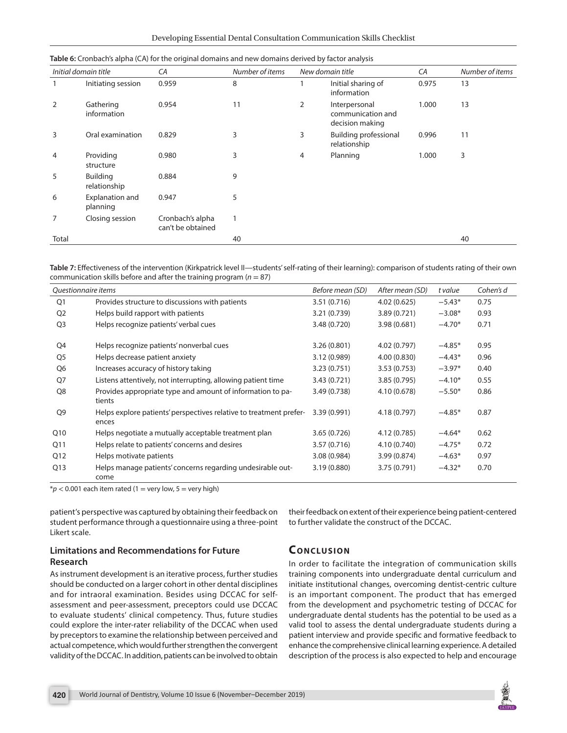**Table 6:** Cronbach's alpha (CA) for the original domains and new domains derived by factor analysis

| Initial domain title | | CA | Number of items | New domain title | | CA | Number of items |
|---|---|---|---|---|---|---|---|
| 1 | Initiating session | 0.959 | 8 | 1 | Initial sharing of information | 0.975 | 13 |
| 2 | Gathering information | 0.954 | 11 | 2 | Interpersonal communication and decision making | 1.000 | 13 |
| 3 | Oral examination | 0.829 | 3 | 3 | Building professional relationship | 0.996 | 11 |
| 4 | Providing structure | 0.980 | 3 | 4 | Planning | 1.000 | 3 |
| 5 | Building relationship | 0.884 | 9 | | | | |
| 6 | Explanation and planning | 0.947 | 5 | | | | |
| 7 | Closing session | Cronbach's alpha can't be obtained | 1 | | | | |
| Total | | | 40 | | | | 40 |

**Table 7:** Effectiveness of the intervention (Kirkpatrick level II—students' self-rating of their learning): comparison of students rating of their own communication skills before and after the training program ($n = 87$)

| Questionnaire items | | Before mean (SD) | After mean (SD) | t value | Cohen's d |
|---|---|---|---|---|---|
| Q1 | Provides structure to discussions with patients | 3.51 (0.716) | 4.02 (0.625) | −5.43* | 0.75 |
| Q2 | Helps build rapport with patients | 3.21 (0.739) | 3.89 (0.721) | −3.08* | 0.93 |
| Q3 | Helps recognize patients' verbal cues | 3.48 (0.720) | 3.98 (0.681) | −4.70* | 0.71 |
| Q4 | Helps recognize patients' nonverbal cues | 3.26 (0.801) | 4.02 (0.797) | −4.85* | 0.95 |
| Q5 | Helps decrease patient anxiety | 3.12 (0.989) | 4.00 (0.830) | −4.43* | 0.96 |
| Q6 | Increases accuracy of history taking | 3.23 (0.751) | 3.53 (0.753) | −3.97* | 0.40 |
| Q7 | Listens attentively, not interrupting, allowing patient time | 3.43 (0.721) | 3.85 (0.795) | −4.10* | 0.55 |
| Q8 | Provides appropriate type and amount of information to patients | 3.49 (0.738) | 4.10 (0.678) | −5.50* | 0.86 |
| Q9 | Helps explore patients' perspectives relative to treatment preferences | 3.39 (0.991) | 4.18 (0.797) | −4.85* | 0.87 |
| Q10 | Helps negotiate a mutually acceptable treatment plan | 3.65 (0.726) | 4.12 (0.785) | −4.64* | 0.62 |
| Q11 | Helps relate to patients' concerns and desires | 3.57 (0.716) | 4.10 (0.740) | −4.75* | 0.72 |
| Q12 | Helps motivate patients | 3.08 (0.984) | 3.99 (0.874) | −4.63* | 0.97 |
| Q13 | Helps manage patients' concerns regarding undesirable outcome | 3.19 (0.880) | 3.75 (0.791) | −4.32* | 0.70 |

*$p < 0.001$ each item rated (1 = very low, 5 = very high)

patient's perspective was captured by obtaining their feedback on student performance through a questionnaire using a three-point Likert scale.

### Limitations and Recommendations for Future Research

As instrument development is an iterative process, further studies should be conducted on a larger cohort in other dental disciplines and for intraoral examination. Besides using DCCAC for self-assessment and peer-assessment, preceptors could use DCCAC to evaluate students' clinical competency. Thus, future studies could explore the inter-rater reliability of the DCCAC when used by preceptors to examine the relationship between perceived and actual competence, which would further strengthen the convergent validity of the DCCAC. In addition, patients can be involved to obtain their feedback on extent of their experience being patient-centered to further validate the construct of the DCCAC.

## Conclusion

In order to facilitate the integration of communication skills training components into undergraduate dental curriculum and initiate institutional changes, overcoming dentist-centric culture is an important component. The product that has emerged from the development and psychometric testing of DCCAC for undergraduate dental students has the potential to be used as a valid tool to assess the dental undergraduate students during a patient interview and provide specific and formative feedback to enhance the comprehensive clinical learning experience. A detailed description of the process is also expected to help and encourage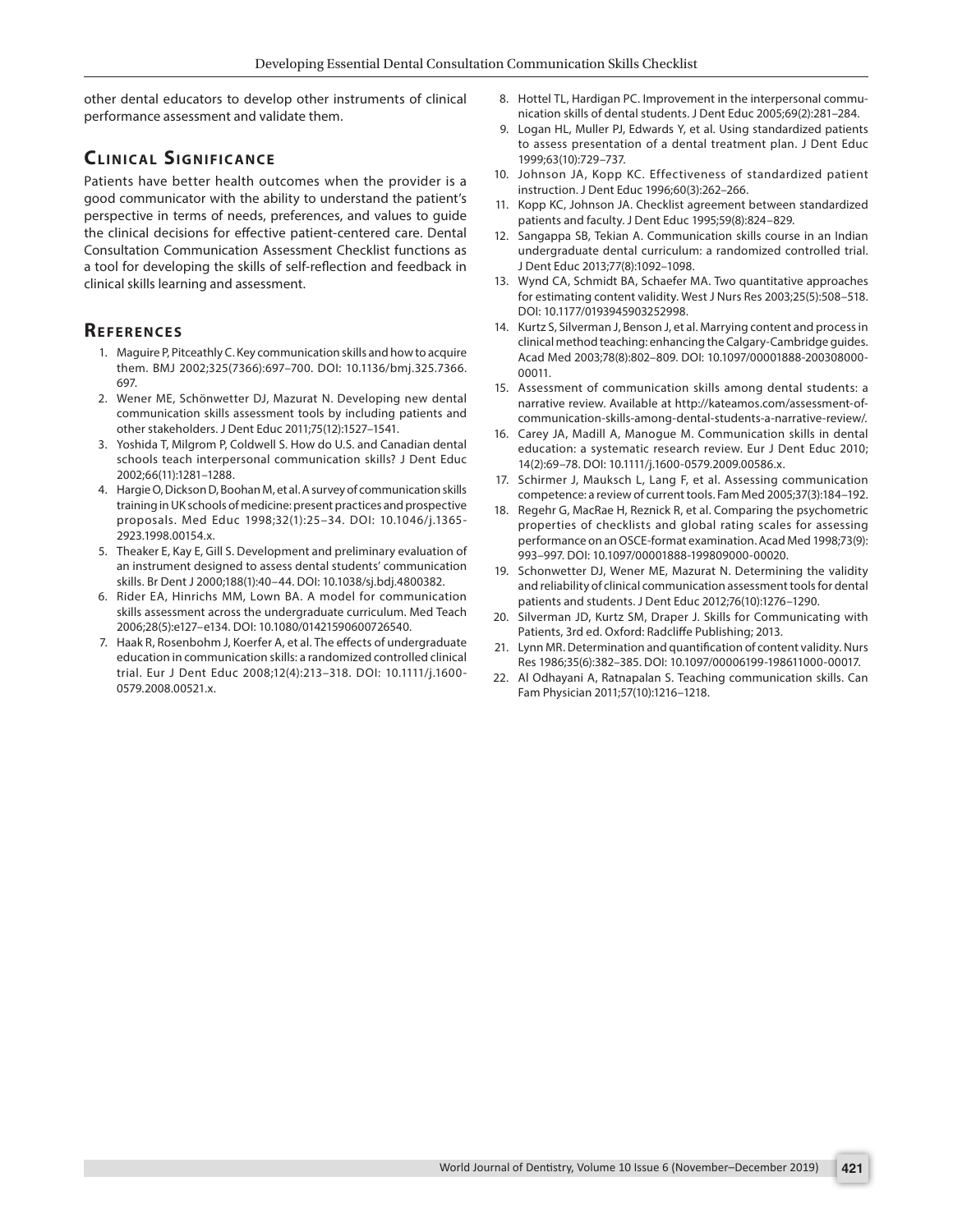other dental educators to develop other instruments of clinical performance assessment and validate them.

## Clinical Significance

Patients have better health outcomes when the provider is a good communicator with the ability to understand the patient's perspective in terms of needs, preferences, and values to guide the clinical decisions for effective patient-centered care. Dental Consultation Communication Assessment Checklist functions as a tool for developing the skills of self-reflection and feedback in clinical skills learning and assessment.

## References

1. Maguire P, Pitceathly C. Key communication skills and how to acquire them. BMJ 2002;325(7366):697–700. DOI: 10.1136/bmj.325.7366.697.
2. Wener ME, Schönwetter DJ, Mazurat N. Developing new dental communication skills assessment tools by including patients and other stakeholders. J Dent Educ 2011;75(12):1527–1541.
3. Yoshida T, Milgrom P, Coldwell S. How do U.S. and Canadian dental schools teach interpersonal communication skills? J Dent Educ 2002;66(11):1281–1288.
4. Hargie O, Dickson D, Boohan M, et al. A survey of communication skills training in UK schools of medicine: present practices and prospective proposals. Med Educ 1998;32(1):25–34. DOI: 10.1046/j.1365-2923.1998.00154.x.
5. Theaker E, Kay E, Gill S. Development and preliminary evaluation of an instrument designed to assess dental students' communication skills. Br Dent J 2000;188(1):40–44. DOI: 10.1038/sj.bdj.4800382.
6. Rider EA, Hinrichs MM, Lown BA. A model for communication skills assessment across the undergraduate curriculum. Med Teach 2006;28(5):e127–e134. DOI: 10.1080/01421590600726540.
7. Haak R, Rosenbohm J, Koerfer A, et al. The effects of undergraduate education in communication skills: a randomized controlled clinical trial. Eur J Dent Educ 2008;12(4):213–318. DOI: 10.1111/j.1600-0579.2008.00521.x.
8. Hottel TL, Hardigan PC. Improvement in the interpersonal communication skills of dental students. J Dent Educ 2005;69(2):281–284.
9. Logan HL, Muller PJ, Edwards Y, et al. Using standardized patients to assess presentation of a dental treatment plan. J Dent Educ 1999;63(10):729–737.
10. Johnson JA, Kopp KC. Effectiveness of standardized patient instruction. J Dent Educ 1996;60(3):262–266.
11. Kopp KC, Johnson JA. Checklist agreement between standardized patients and faculty. J Dent Educ 1995;59(8):824–829.
12. Sangappa SB, Tekian A. Communication skills course in an Indian undergraduate dental curriculum: a randomized controlled trial. J Dent Educ 2013;77(8):1092–1098.
13. Wynd CA, Schmidt BA, Schaefer MA. Two quantitative approaches for estimating content validity. West J Nurs Res 2003;25(5):508–518. DOI: 10.1177/0193945903252998.
14. Kurtz S, Silverman J, Benson J, et al. Marrying content and process in clinical method teaching: enhancing the Calgary-Cambridge guides. Acad Med 2003;78(8):802–809. DOI: 10.1097/00001888-200308000-00011.
15. Assessment of communication skills among dental students: a narrative review. Available at http://kateamos.com/assessment-of-communication-skills-among-dental-students-a-narrative-review/.
16. Carey JA, Madill A, Manogue M. Communication skills in dental education: a systematic research review. Eur J Dent Educ 2010; 14(2):69–78. DOI: 10.1111/j.1600-0579.2009.00586.x.
17. Schirmer J, Mauksch L, Lang F, et al. Assessing communication competence: a review of current tools. Fam Med 2005;37(3):184–192.
18. Regehr G, MacRae H, Reznick R, et al. Comparing the psychometric properties of checklists and global rating scales for assessing performance on an OSCE-format examination. Acad Med 1998;73(9): 993–997. DOI: 10.1097/00001888-199809000-00020.
19. Schonwetter DJ, Wener ME, Mazurat N. Determining the validity and reliability of clinical communication assessment tools for dental patients and students. J Dent Educ 2012;76(10):1276–1290.
20. Silverman JD, Kurtz SM, Draper J. Skills for Communicating with Patients, 3rd ed. Oxford: Radcliffe Publishing; 2013.
21. Lynn MR. Determination and quantification of content validity. Nurs Res 1986;35(6):382–385. DOI: 10.1097/00006199-198611000-00017.
22. Al Odhayani A, Ratnapalan S. Teaching communication skills. Can Fam Physician 2011;57(10):1216–1218.